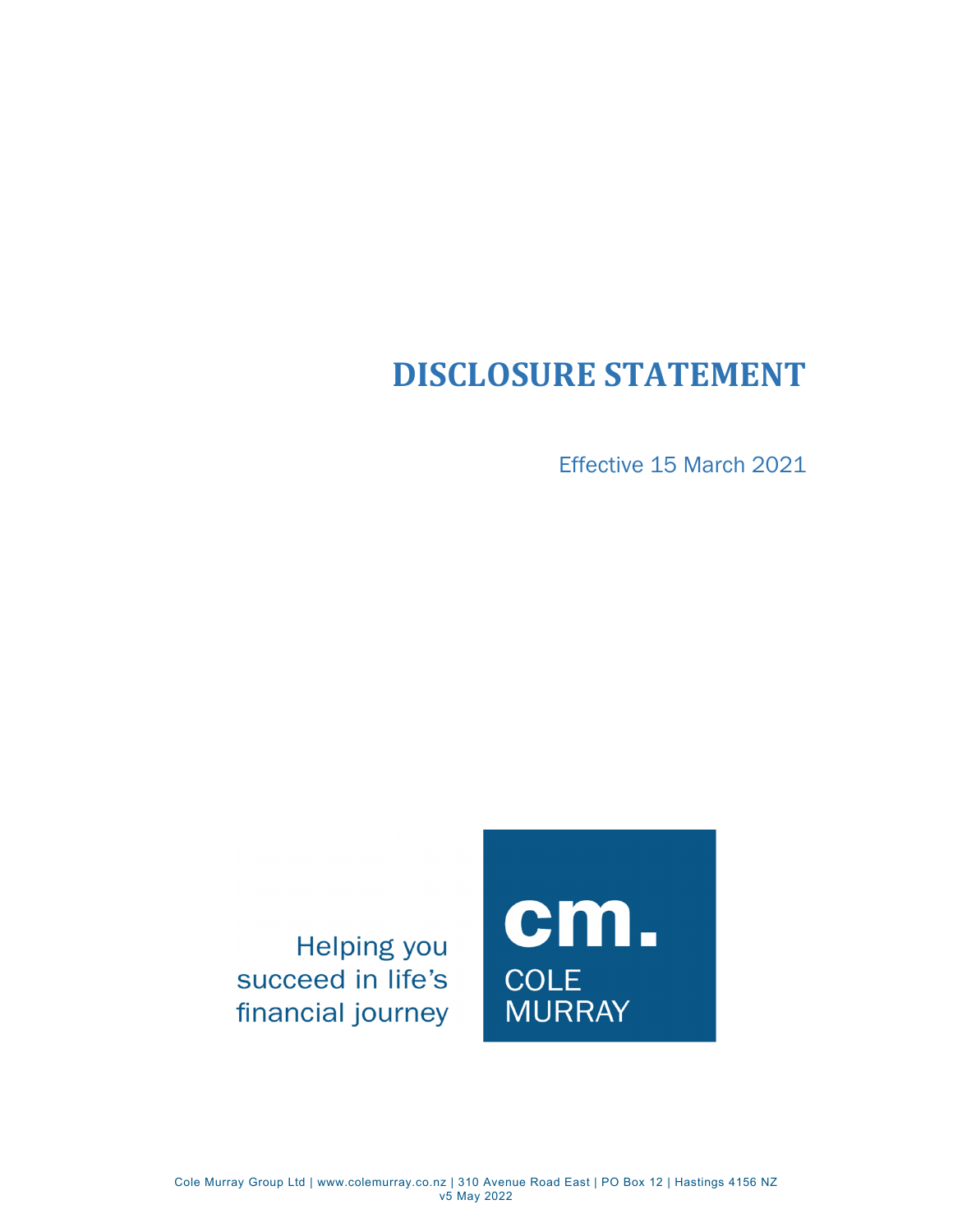# DISCLOSURE STATEMENT

Effective 15 March 2021

Helping you succeed in life's financial journey

cm.

COLE MURRAY

Cole Murray Group Ltd | www.colemurray.co.nz | 310 Avenue Road East | PO Box 12 | Hastings 4156 NZ
v5 May 2022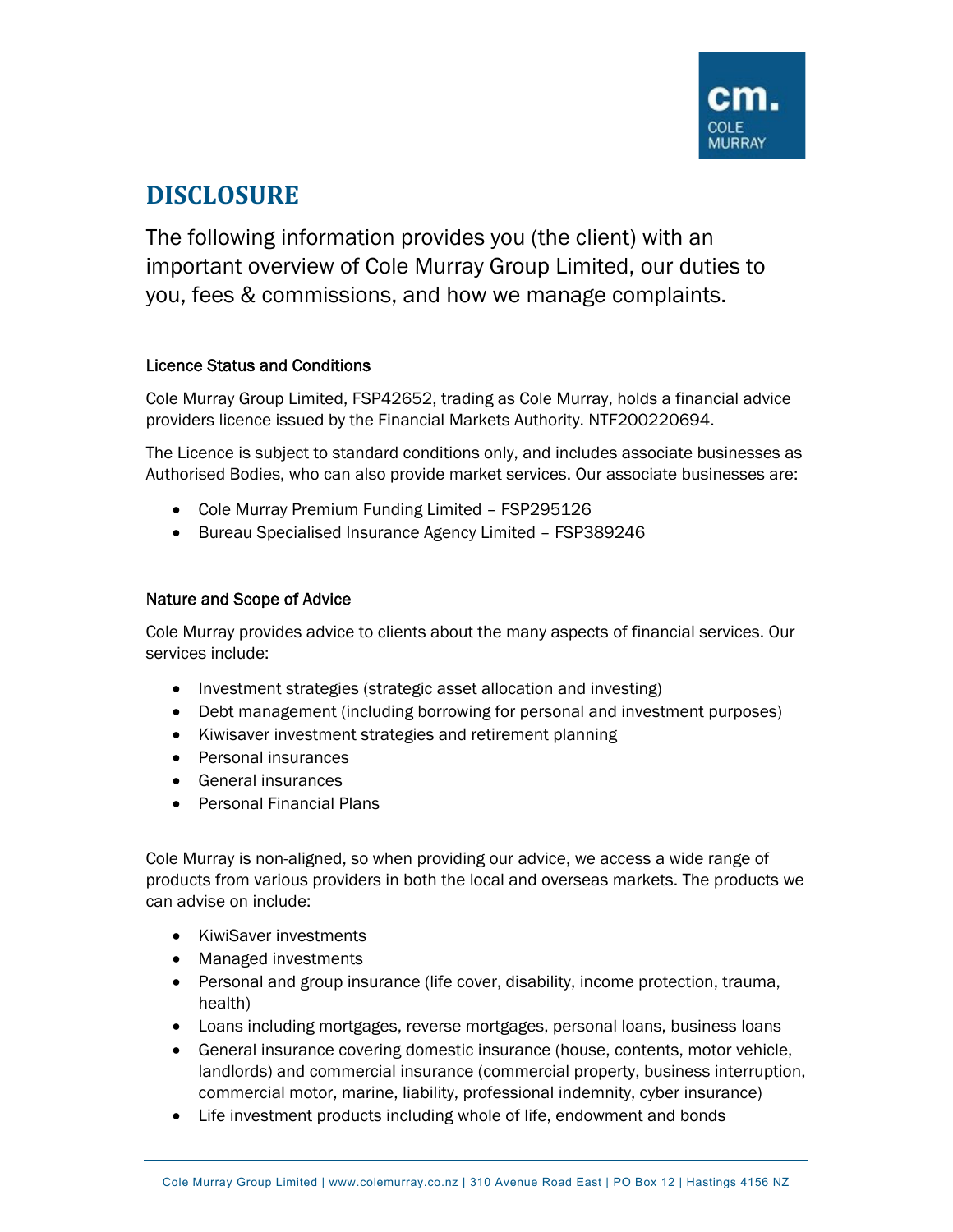# DISCLOSURE

The following information provides you (the client) with an important overview of Cole Murray Group Limited, our duties to you, fees & commissions, and how we manage complaints.

### Licence Status and Conditions

Cole Murray Group Limited, FSP42652, trading as Cole Murray, holds a financial advice providers licence issued by the Financial Markets Authority. NTF200220694.

The Licence is subject to standard conditions only, and includes associate businesses as Authorised Bodies, who can also provide market services. Our associate businesses are:

- Cole Murray Premium Funding Limited – FSP295126
- Bureau Specialised Insurance Agency Limited – FSP389246

### Nature and Scope of Advice

Cole Murray provides advice to clients about the many aspects of financial services. Our services include:

- Investment strategies (strategic asset allocation and investing)
- Debt management (including borrowing for personal and investment purposes)
- Kiwisaver investment strategies and retirement planning
- Personal insurances
- General insurances
- Personal Financial Plans

Cole Murray is non-aligned, so when providing our advice, we access a wide range of products from various providers in both the local and overseas markets. The products we can advise on include:

- KiwiSaver investments
- Managed investments
- Personal and group insurance (life cover, disability, income protection, trauma, health)
- Loans including mortgages, reverse mortgages, personal loans, business loans
- General insurance covering domestic insurance (house, contents, motor vehicle, landlords) and commercial insurance (commercial property, business interruption, commercial motor, marine, liability, professional indemnity, cyber insurance)
- Life investment products including whole of life, endowment and bonds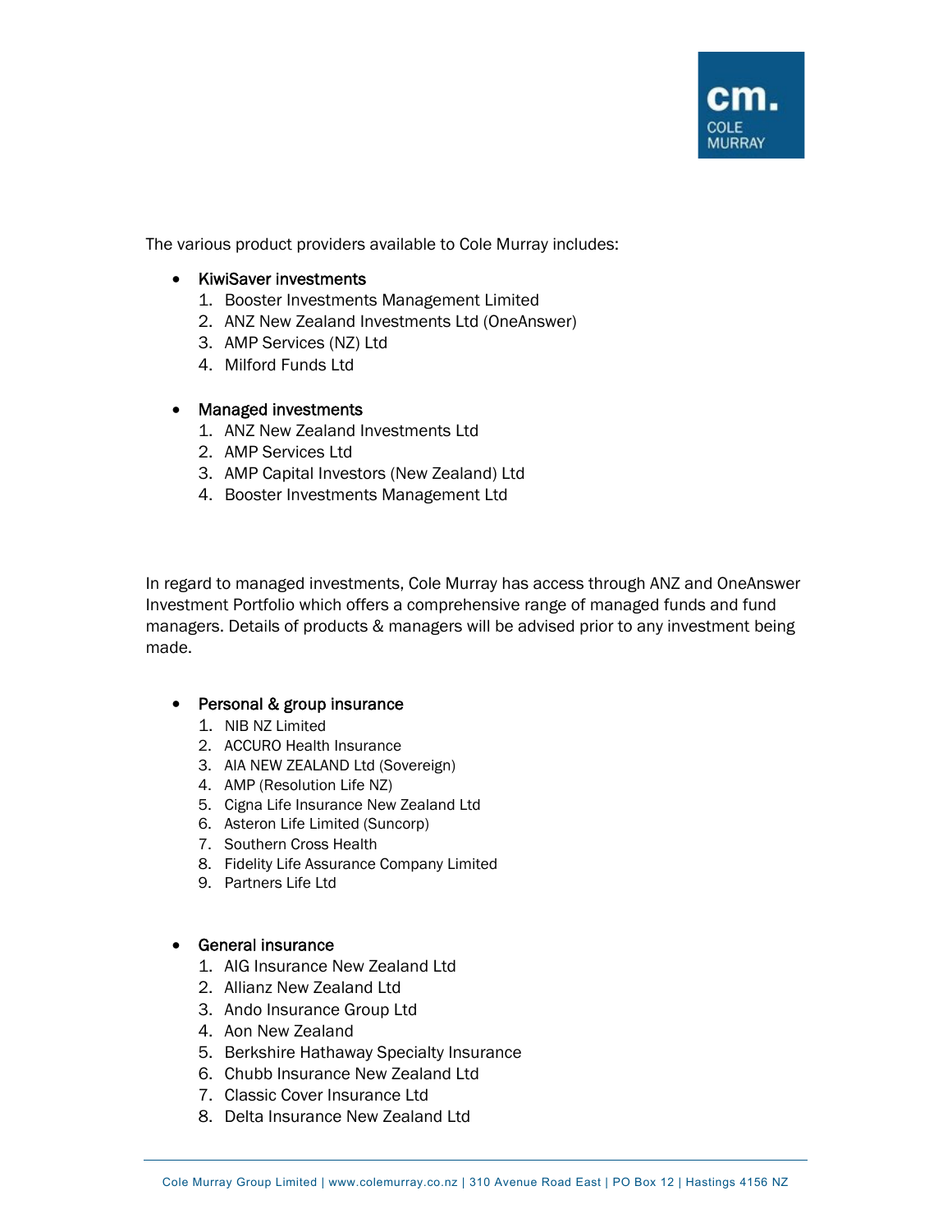The various product providers available to Cole Murray includes:

- KiwiSaver investments
  1. Booster Investments Management Limited
  2. ANZ New Zealand Investments Ltd (OneAnswer)
  3. AMP Services (NZ) Ltd
  4. Milford Funds Ltd

- Managed investments
  1. ANZ New Zealand Investments Ltd
  2. AMP Services Ltd
  3. AMP Capital Investors (New Zealand) Ltd
  4. Booster Investments Management Ltd

In regard to managed investments, Cole Murray has access through ANZ and OneAnswer Investment Portfolio which offers a comprehensive range of managed funds and fund managers. Details of products & managers will be advised prior to any investment being made.

- Personal & group insurance
  1. NIB NZ Limited
  2. ACCURO Health Insurance
  3. AIA NEW ZEALAND Ltd (Sovereign)
  4. AMP (Resolution Life NZ)
  5. Cigna Life Insurance New Zealand Ltd
  6. Asteron Life Limited (Suncorp)
  7. Southern Cross Health
  8. Fidelity Life Assurance Company Limited
  9. Partners Life Ltd

- General insurance
  1. AIG Insurance New Zealand Ltd
  2. Allianz New Zealand Ltd
  3. Ando Insurance Group Ltd
  4. Aon New Zealand
  5. Berkshire Hathaway Specialty Insurance
  6. Chubb Insurance New Zealand Ltd
  7. Classic Cover Insurance Ltd
  8. Delta Insurance New Zealand Ltd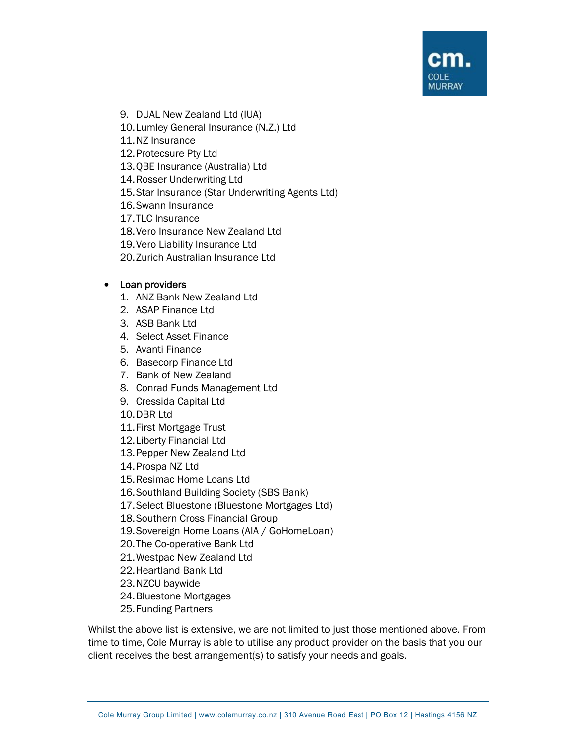9. DUAL New Zealand Ltd (IUA)
10. Lumley General Insurance (N.Z.) Ltd
11. NZ Insurance
12. Protecsure Pty Ltd
13. QBE Insurance (Australia) Ltd
14. Rosser Underwriting Ltd
15. Star Insurance (Star Underwriting Agents Ltd)
16. Swann Insurance
17. TLC Insurance
18. Vero Insurance New Zealand Ltd
19. Vero Liability Insurance Ltd
20. Zurich Australian Insurance Ltd

- Loan providers
  1. ANZ Bank New Zealand Ltd
  2. ASAP Finance Ltd
  3. ASB Bank Ltd
  4. Select Asset Finance
  5. Avanti Finance
  6. Basecorp Finance Ltd
  7. Bank of New Zealand
  8. Conrad Funds Management Ltd
  9. Cressida Capital Ltd
  10. DBR Ltd
  11. First Mortgage Trust
  12. Liberty Financial Ltd
  13. Pepper New Zealand Ltd
  14. Prospa NZ Ltd
  15. Resimac Home Loans Ltd
  16. Southland Building Society (SBS Bank)
  17. Select Bluestone (Bluestone Mortgages Ltd)
  18. Southern Cross Financial Group
  19. Sovereign Home Loans (AIA / GoHomeLoan)
  20. The Co-operative Bank Ltd
  21. Westpac New Zealand Ltd
  22. Heartland Bank Ltd
  23. NZCU baywide
  24. Bluestone Mortgages
  25. Funding Partners

Whilst the above list is extensive, we are not limited to just those mentioned above. From time to time, Cole Murray is able to utilise any product provider on the basis that you our client receives the best arrangement(s) to satisfy your needs and goals.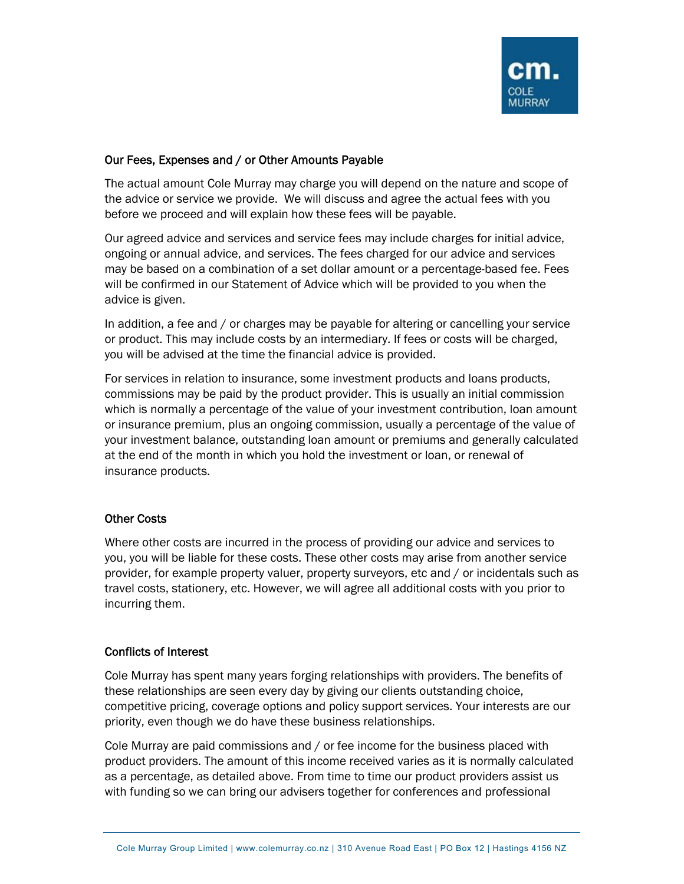### Our Fees, Expenses and / or Other Amounts Payable

The actual amount Cole Murray may charge you will depend on the nature and scope of the advice or service we provide. We will discuss and agree the actual fees with you before we proceed and will explain how these fees will be payable.

Our agreed advice and services and service fees may include charges for initial advice, ongoing or annual advice, and services. The fees charged for our advice and services may be based on a combination of a set dollar amount or a percentage-based fee. Fees will be confirmed in our Statement of Advice which will be provided to you when the advice is given.

In addition, a fee and / or charges may be payable for altering or cancelling your service or product. This may include costs by an intermediary. If fees or costs will be charged, you will be advised at the time the financial advice is provided.

For services in relation to insurance, some investment products and loans products, commissions may be paid by the product provider. This is usually an initial commission which is normally a percentage of the value of your investment contribution, loan amount or insurance premium, plus an ongoing commission, usually a percentage of the value of your investment balance, outstanding loan amount or premiums and generally calculated at the end of the month in which you hold the investment or loan, or renewal of insurance products.

### Other Costs

Where other costs are incurred in the process of providing our advice and services to you, you will be liable for these costs. These other costs may arise from another service provider, for example property valuer, property surveyors, etc and / or incidentals such as travel costs, stationery, etc. However, we will agree all additional costs with you prior to incurring them.

### Conflicts of Interest

Cole Murray has spent many years forging relationships with providers. The benefits of these relationships are seen every day by giving our clients outstanding choice, competitive pricing, coverage options and policy support services. Your interests are our priority, even though we do have these business relationships.

Cole Murray are paid commissions and / or fee income for the business placed with product providers. The amount of this income received varies as it is normally calculated as a percentage, as detailed above. From time to time our product providers assist us with funding so we can bring our advisers together for conferences and professional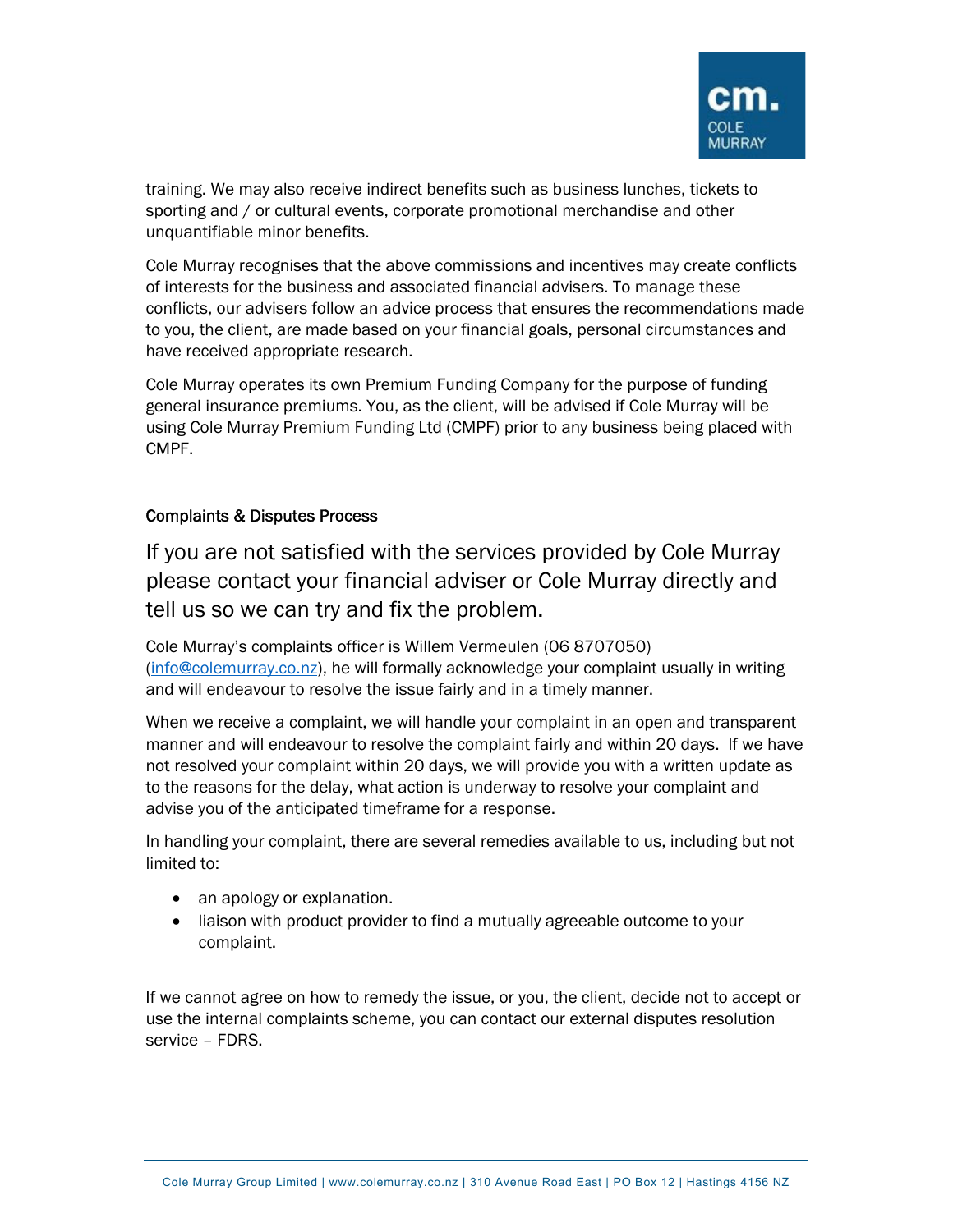training. We may also receive indirect benefits such as business lunches, tickets to sporting and / or cultural events, corporate promotional merchandise and other unquantifiable minor benefits.

Cole Murray recognises that the above commissions and incentives may create conflicts of interests for the business and associated financial advisers. To manage these conflicts, our advisers follow an advice process that ensures the recommendations made to you, the client, are made based on your financial goals, personal circumstances and have received appropriate research.

Cole Murray operates its own Premium Funding Company for the purpose of funding general insurance premiums. You, as the client, will be advised if Cole Murray will be using Cole Murray Premium Funding Ltd (CMPF) prior to any business being placed with CMPF.

### Complaints & Disputes Process

## If you are not satisfied with the services provided by Cole Murray please contact your financial adviser or Cole Murray directly and tell us so we can try and fix the problem.

Cole Murray's complaints officer is Willem Vermeulen (06 8707050) (info@colemurray.co.nz), he will formally acknowledge your complaint usually in writing and will endeavour to resolve the issue fairly and in a timely manner.

When we receive a complaint, we will handle your complaint in an open and transparent manner and will endeavour to resolve the complaint fairly and within 20 days. If we have not resolved your complaint within 20 days, we will provide you with a written update as to the reasons for the delay, what action is underway to resolve your complaint and advise you of the anticipated timeframe for a response.

In handling your complaint, there are several remedies available to us, including but not limited to:

- an apology or explanation.
- liaison with product provider to find a mutually agreeable outcome to your complaint.

If we cannot agree on how to remedy the issue, or you, the client, decide not to accept or use the internal complaints scheme, you can contact our external disputes resolution service – FDRS.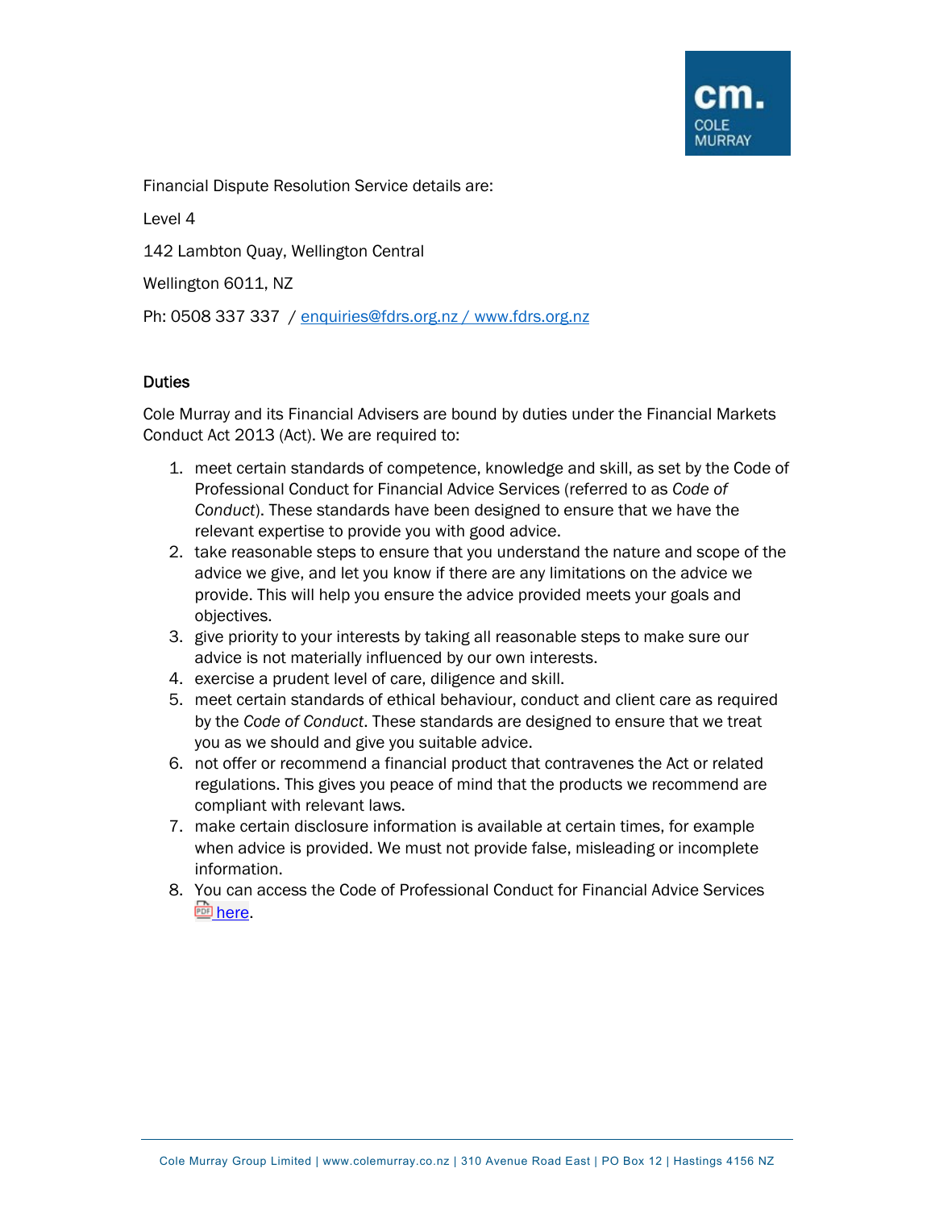Financial Dispute Resolution Service details are:

Level 4

142 Lambton Quay, Wellington Central

Wellington 6011, NZ

Ph: 0508 337 337 / enquiries@fdrs.org.nz / www.fdrs.org.nz

## Duties

Cole Murray and its Financial Advisers are bound by duties under the Financial Markets Conduct Act 2013 (Act). We are required to:

1. meet certain standards of competence, knowledge and skill, as set by the Code of Professional Conduct for Financial Advice Services (referred to as *Code of Conduct*). These standards have been designed to ensure that we have the relevant expertise to provide you with good advice.
2. take reasonable steps to ensure that you understand the nature and scope of the advice we give, and let you know if there are any limitations on the advice we provide. This will help you ensure the advice provided meets your goals and objectives.
3. give priority to your interests by taking all reasonable steps to make sure our advice is not materially influenced by our own interests.
4. exercise a prudent level of care, diligence and skill.
5. meet certain standards of ethical behaviour, conduct and client care as required by the *Code of Conduct*. These standards are designed to ensure that we treat you as we should and give you suitable advice.
6. not offer or recommend a financial product that contravenes the Act or related regulations. This gives you peace of mind that the products we recommend are compliant with relevant laws.
7. make certain disclosure information is available at certain times, for example when advice is provided. We must not provide false, misleading or incomplete information.
8. You can access the Code of Professional Conduct for Financial Advice Services here.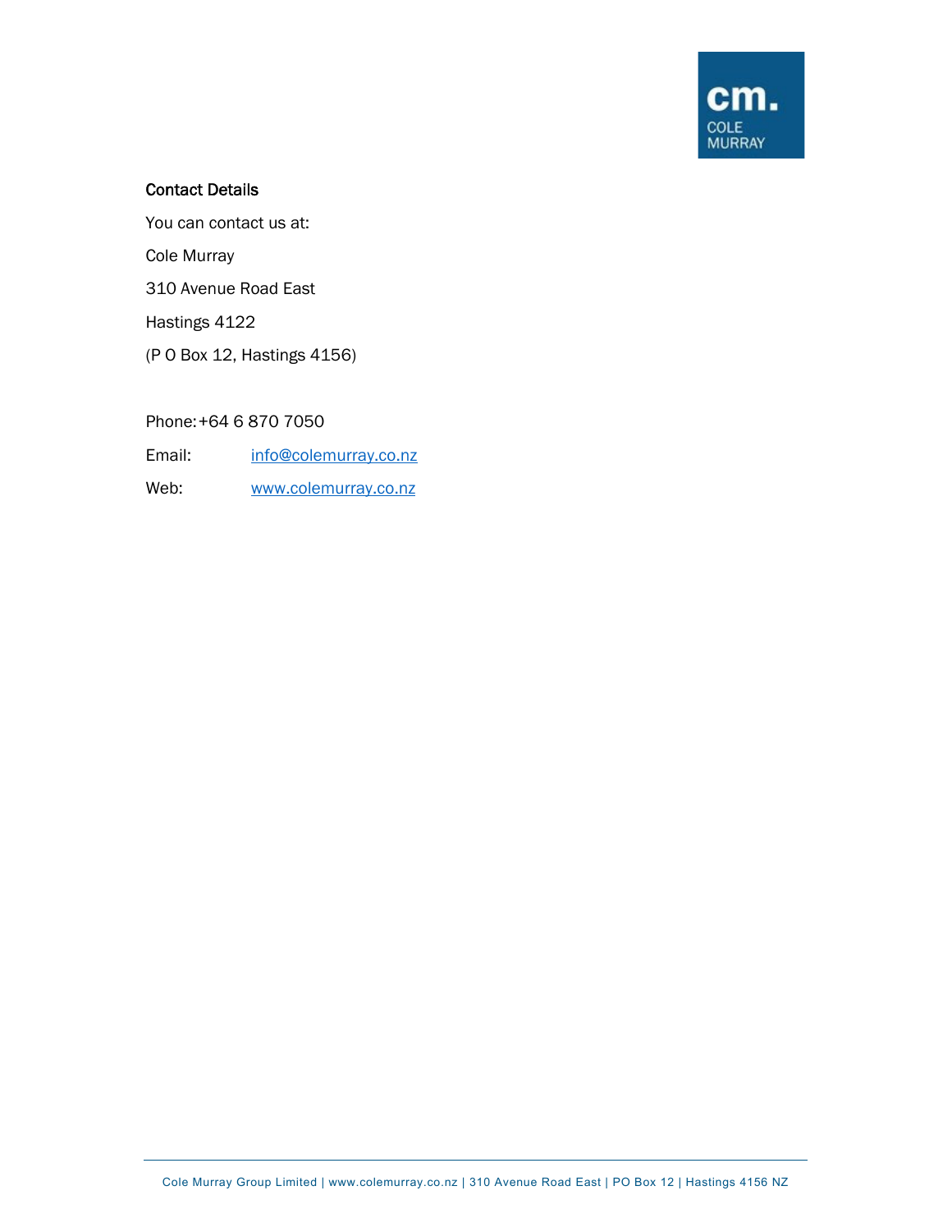**Contact Details**

You can contact us at:

Cole Murray

310 Avenue Road East

Hastings 4122

(P O Box 12, Hastings 4156)

Phone: +64 6 870 7050

Email: info@colemurray.co.nz

Web: www.colemurray.co.nz